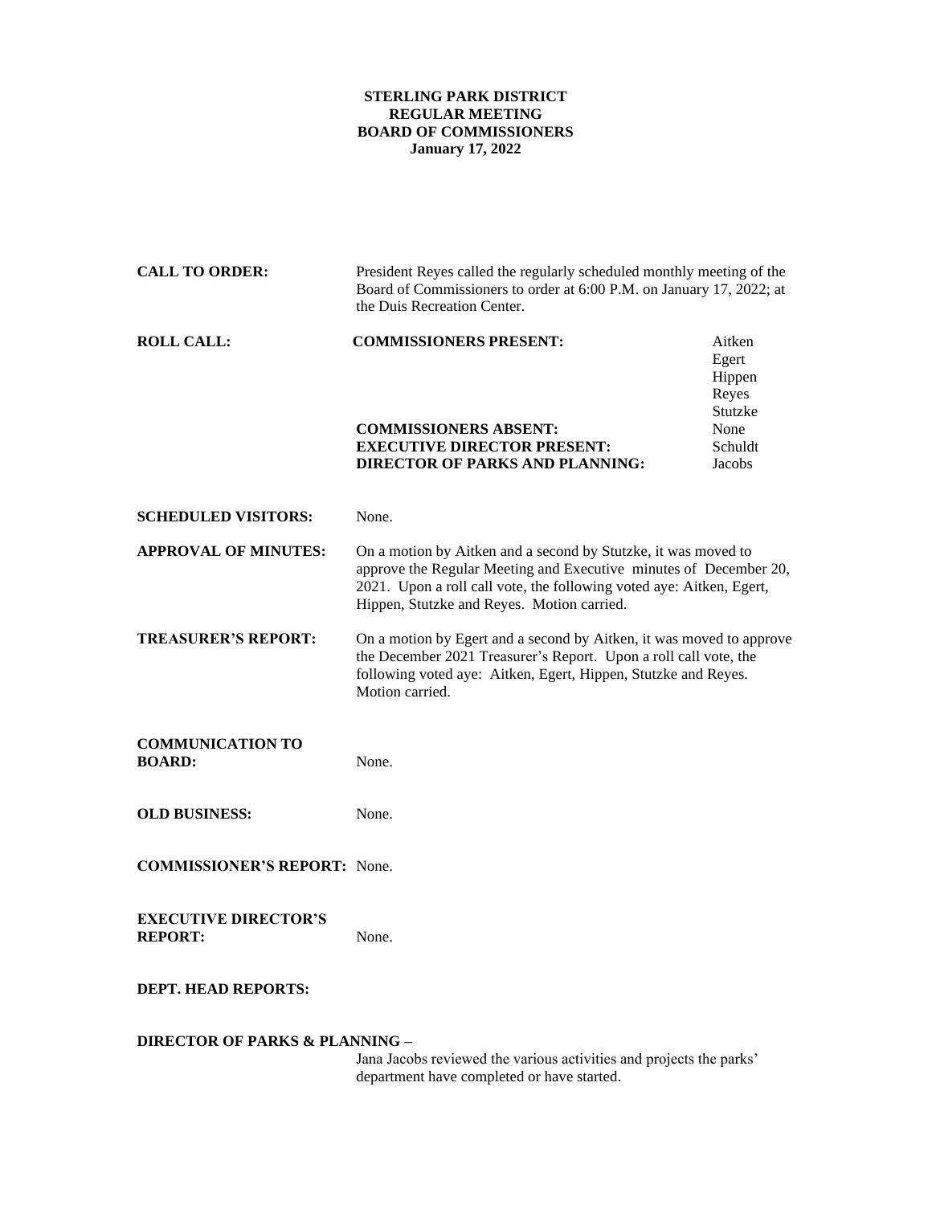**STERLING PARK DISTRICT**
**REGULAR MEETING**
**BOARD OF COMMISSIONERS**
**January 17, 2022**

**CALL TO ORDER:** President Reyes called the regularly scheduled monthly meeting of the Board of Commissioners to order at 6:00 P.M. on January 17, 2022; at the Duis Recreation Center.

**ROLL CALL:**

| | |
|---|---|
| **COMMISSIONERS PRESENT:** | Aitken<br>Egert<br>Hippen<br>Reyes<br>Stutzke |
| **COMMISSIONERS ABSENT:** | None |
| **EXECUTIVE DIRECTOR PRESENT:** | Schuldt |
| **DIRECTOR OF PARKS AND PLANNING:** | Jacobs |

**SCHEDULED VISITORS:** None.

**APPROVAL OF MINUTES:** On a motion by Aitken and a second by Stutzke, it was moved to approve the Regular Meeting and Executive minutes of December 20, 2021. Upon a roll call vote, the following voted aye: Aitken, Egert, Hippen, Stutzke and Reyes. Motion carried.

**TREASURER'S REPORT:** On a motion by Egert and a second by Aitken, it was moved to approve the December 2021 Treasurer's Report. Upon a roll call vote, the following voted aye: Aitken, Egert, Hippen, Stutzke and Reyes. Motion carried.

**COMMUNICATION TO BOARD:** None.

**OLD BUSINESS:** None.

**COMMISSIONER'S REPORT:** None.

**EXECUTIVE DIRECTOR'S REPORT:** None.

**DEPT. HEAD REPORTS:**

**DIRECTOR OF PARKS & PLANNING –**

Jana Jacobs reviewed the various activities and projects the parks' department have completed or have started.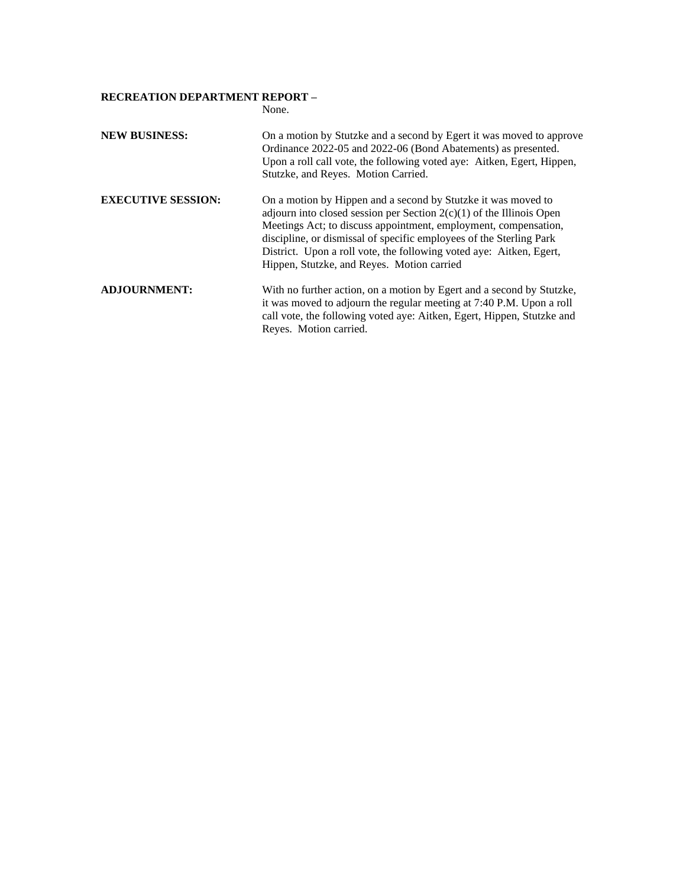**RECREATION DEPARTMENT REPORT –**

None.

**NEW BUSINESS:** On a motion by Stutzke and a second by Egert it was moved to approve Ordinance 2022-05 and 2022-06 (Bond Abatements) as presented. Upon a roll call vote, the following voted aye: Aitken, Egert, Hippen, Stutzke, and Reyes. Motion Carried.

**EXECUTIVE SESSION:** On a motion by Hippen and a second by Stutzke it was moved to adjourn into closed session per Section 2(c)(1) of the Illinois Open Meetings Act; to discuss appointment, employment, compensation, discipline, or dismissal of specific employees of the Sterling Park District. Upon a roll vote, the following voted aye: Aitken, Egert, Hippen, Stutzke, and Reyes. Motion carried

**ADJOURNMENT:** With no further action, on a motion by Egert and a second by Stutzke, it was moved to adjourn the regular meeting at 7:40 P.M. Upon a roll call vote, the following voted aye: Aitken, Egert, Hippen, Stutzke and Reyes. Motion carried.